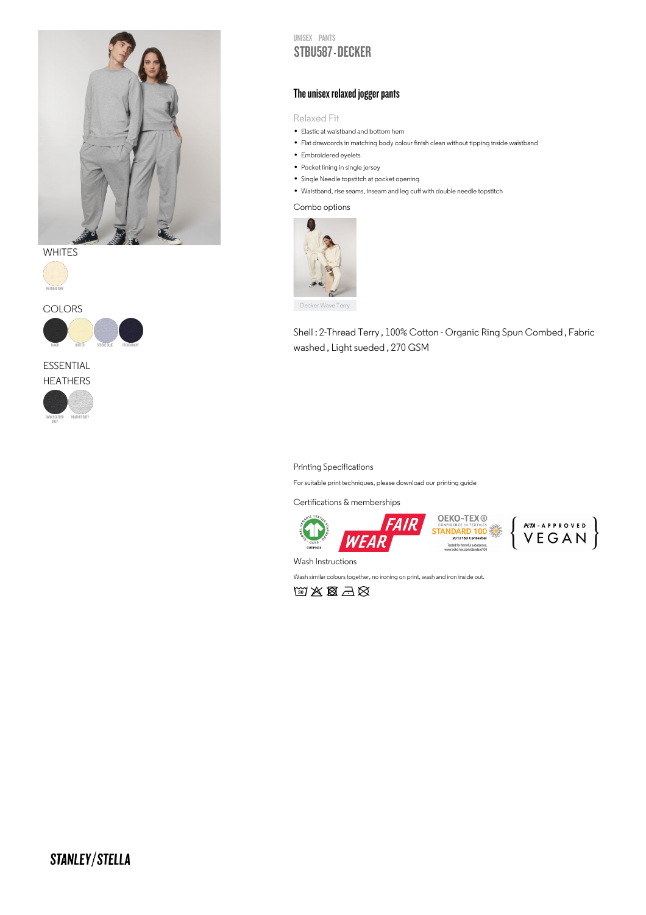UNISEX PANTS

# STBU587 - DECKER

## The unisex relaxed jogger pants

Relaxed Fit

- Elastic at waistband and bottom hem
- Flat drawcords in matching body colour finish clean without tipping inside waistband
- Embroidered eyelets
- Pocket lining in single jersey
- Single Needle topstitch at pocket opening
- Waistband, rise seams, inseam and leg cuff with double needle topstitch

Combo options

Decker Wave Terry

Shell : 2-Thread Terry , 100% Cotton - Organic Ring Spun Combed , Fabric washed , Light sueded , 270 GSM

WHITES

NATURAL RAW

COLORS

BLACK, BUTTER, SERENE BLUE, FRENCH NAVY

ESSENTIAL HEATHERS

DARK HEATHER GREY, HEATHER GREY

Printing Specifications

For suitable print techniques, please download our printing guide

Certifications & memberships

Wash Instructions

Wash similar colours together, no ironing on print, wash and iron inside out.

STANLEY/STELLA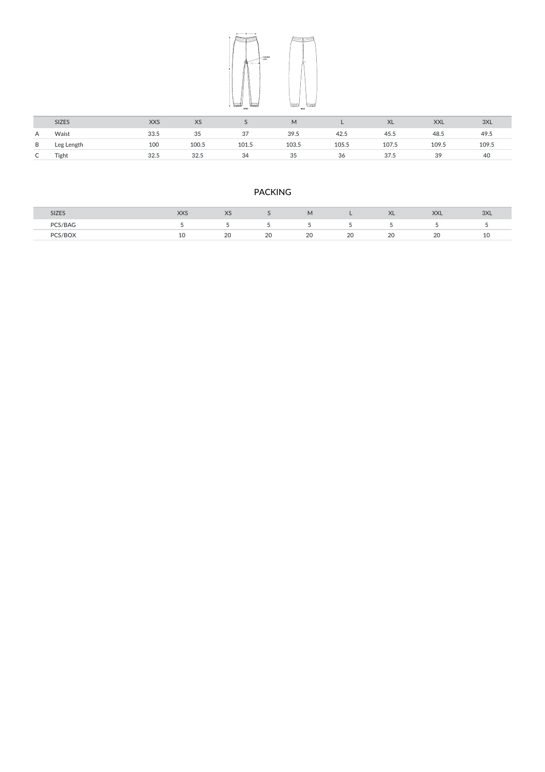| | SIZES | XXS | XS | S | M | L | XL | XXL | 3XL |
|---|---|---|---|---|---|---|---|---|---|
| A | Waist | 33.5 | 35 | 37 | 39.5 | 42.5 | 45.5 | 48.5 | 49.5 |
| B | Leg Length | 100 | 100.5 | 101.5 | 103.5 | 105.5 | 107.5 | 109.5 | 109.5 |
| C | Tight | 32.5 | 32.5 | 34 | 35 | 36 | 37.5 | 39 | 40 |

## PACKING

| SIZES | XXS | XS | S | M | L | XL | XXL | 3XL |
|---|---|---|---|---|---|---|---|---|
| PCS/BAG | 5 | 5 | 5 | 5 | 5 | 5 | 5 | 5 |
| PCS/BOX | 10 | 20 | 20 | 20 | 20 | 20 | 20 | 10 |